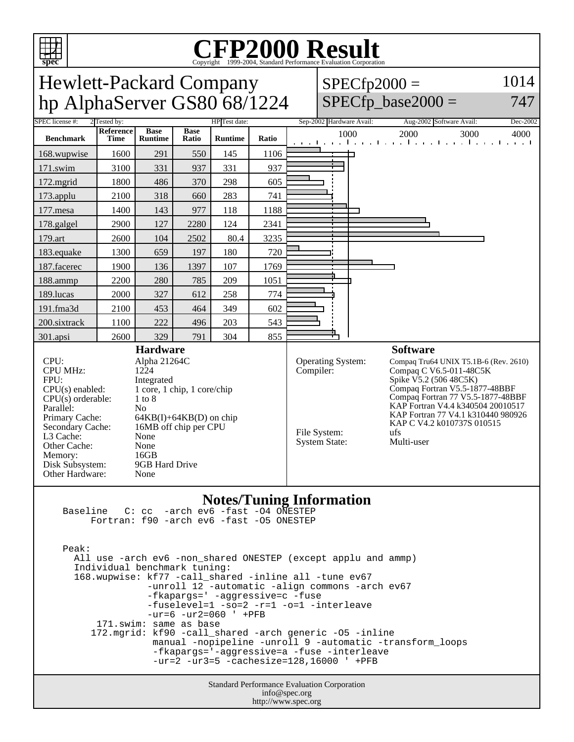# CFP2000 Result

Copyright 1999-2004, Standard Performance Evaluation Corporation

## Hewlett-Packard Company
## hp AlphaServer GS80 68/1224

SPECfp2000 = 1014
SPECfp_base2000 = 747

| SPEC license #: | 2 | Tested by: | HP | Test date: | Sep-2002 | Hardware Avail: | Aug-2002 | Software Avail: | Dec-2002 |
|---|---|---|---|---|---|---|---|---|---|

| Benchmark | Reference Time | Base Runtime | Base Ratio | Runtime | Ratio |
|---|---|---|---|---|---|
| 168.wupwise | 1600 | 291 | 550 | 145 | 1106 |
| 171.swim | 3100 | 331 | 937 | 331 | 937 |
| 172.mgrid | 1800 | 486 | 370 | 298 | 605 |
| 173.applu | 2100 | 318 | 660 | 283 | 741 |
| 177.mesa | 1400 | 143 | 977 | 118 | 1188 |
| 178.galgel | 2900 | 127 | 2280 | 124 | 2341 |
| 179.art | 2600 | 104 | 2502 | 80.4 | 3235 |
| 183.equake | 1300 | 659 | 197 | 180 | 720 |
| 187.facerec | 1900 | 136 | 1397 | 107 | 1769 |
| 188.ammp | 2200 | 280 | 785 | 209 | 1051 |
| 189.lucas | 2000 | 327 | 612 | 258 | 774 |
| 191.fma3d | 2100 | 453 | 464 | 349 | 602 |
| 200.sixtrack | 1100 | 222 | 496 | 203 | 543 |
| 301.apsi | 2600 | 329 | 791 | 304 | 855 |

### Hardware

| | |
|---|---|
| CPU: | Alpha 21264C |
| CPU MHz: | 1224 |
| FPU: | Integrated |
| CPU(s) enabled: | 1 core, 1 chip, 1 core/chip |
| CPU(s) orderable: | 1 to 8 |
| Parallel: | No |
| Primary Cache: | 64KB(I)+64KB(D) on chip |
| Secondary Cache: | 16MB off chip per CPU |
| L3 Cache: | None |
| Other Cache: | None |
| Memory: | 16GB |
| Disk Subsystem: | 9GB Hard Drive |
| Other Hardware: | None |

### Software

| | |
|---|---|
| Operating System: | Compaq Tru64 UNIX T5.1B-6 (Rev. 2610) |
| Compiler: | Compaq C V6.5-011-48C5K<br>Spike V5.2 (506 48C5K)<br>Compaq Fortran V5.5-1877-48BBF<br>Compaq Fortran 77 V5.5-1877-48BBF<br>KAP Fortran V4.4 k340504 20010517<br>KAP Fortran 77 V4.1 k310440 980926<br>KAP C V4.2 k010737S 010515 |
| File System: | ufs |
| System State: | Multi-user |

### Notes/Tuning Information

```
Baseline   C: cc  -arch ev6 -fast -O4 ONESTEP
      Fortran: f90 -arch ev6 -fast -O5 ONESTEP


Peak:
  All use -arch ev6 -non_shared ONESTEP (except applu and ammp)
  Individual benchmark tuning:
  168.wupwise: kf77 -call_shared -inline all -tune ev67
               -unroll 12 -automatic -align commons -arch ev67
               -fkapargs=' -aggressive=c -fuse
               -fuselevel=1 -so=2 -r=1 -o=1 -interleave
               -ur=6 -ur2=060 ' +PFB
      171.swim: same as base
     172.mgrid: kf90 -call_shared -arch generic -O5 -inline
                manual -nopipeline -unroll 9 -automatic -transform_loops
                -fkapargs='-aggressive=a -fuse -interleave
                -ur=2 -ur3=5 -cachesize=128,16000 ' +PFB
```

Standard Performance Evaluation Corporation
info@spec.org
http://www.spec.org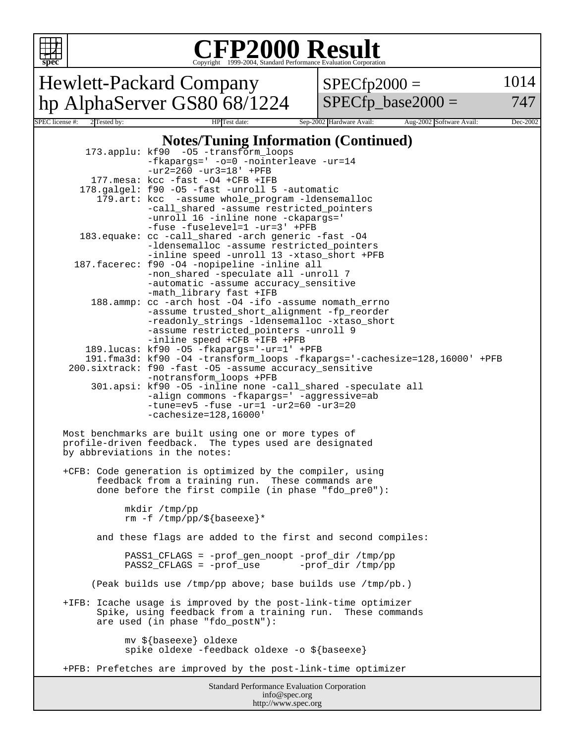# CFP2000 Result

Copyright 1999-2004, Standard Performance Evaluation Corporation

## Hewlett-Packard Company
## hp AlphaServer GS80 68/1224

SPECfp2000 = 1014
SPECfp_base2000 = 747

SPEC license #: 2 | Tested by: HP | Test date: Sep-2002 | Hardware Avail: Aug-2002 | Software Avail: Dec-2002

### Notes/Tuning Information (Continued)

```
      173.applu: kf90  -O5 -transform_loops
                 -fkapargs=' -o=0 -nointerleave -ur=14
                 -ur2=260 -ur3=18' +PFB
       177.mesa: kcc -fast -O4 +CFB +IFB
     178.galgel: f90 -O5 -fast -unroll 5 -automatic
        179.art: kcc  -assume whole_program -ldensemalloc
                 -call_shared -assume restricted_pointers
                 -unroll 16 -inline none -ckapargs='
                 -fuse -fuselevel=1 -ur=3' +PFB
     183.equake: cc -call_shared -arch generic -fast -O4
                 -ldensemalloc -assume restricted_pointers
                 -inline speed -unroll 13 -xtaso_short +PFB
    187.facerec: f90 -O4 -nopipeline -inline all
                 -non_shared -speculate all -unroll 7
                 -automatic -assume accuracy_sensitive
                 -math_library fast +IFB
       188.ammp: cc -arch host -O4 -ifo -assume nomath_errno
                 -assume trusted_short_alignment -fp_reorder
                 -readonly_strings -ldensemalloc -xtaso_short
                 -assume restricted_pointers -unroll 9
                 -inline speed +CFB +IFB +PFB
      189.lucas: kf90 -O5 -fkapargs='-ur=1' +PFB
      191.fma3d: kf90 -O4 -transform_loops -fkapargs='-cachesize=128,16000' +PFB
   200.sixtrack: f90 -fast -O5 -assume accuracy_sensitive
                 -notransform_loops +PFB
       301.apsi: kf90 -O5 -inline none -call_shared -speculate all
                 -align commons -fkapargs=' -aggressive=ab
                 -tune=ev5 -fuse -ur=1 -ur2=60 -ur3=20
                 -cachesize=128,16000'

Most benchmarks are built using one or more types of
profile-driven feedback.  The types used are designated
by abbreviations in the notes:

+CFB: Code generation is optimized by the compiler, using
      feedback from a training run.  These commands are
      done before the first compile (in phase "fdo_pre0"):

           mkdir /tmp/pp
           rm -f /tmp/pp/${baseexe}*

      and these flags are added to the first and second compiles:

           PASS1_CFLAGS = -prof_gen_noopt -prof_dir /tmp/pp
           PASS2_CFLAGS = -prof_use       -prof_dir /tmp/pp

     (Peak builds use /tmp/pp above; base builds use /tmp/pb.)

+IFB: Icache usage is improved by the post-link-time optimizer
      Spike, using feedback from a training run.  These commands
      are used (in phase "fdo_postN"):

           mv ${baseexe} oldexe
           spike oldexe -feedback oldexe -o ${baseexe}

+PFB: Prefetches are improved by the post-link-time optimizer
```

Standard Performance Evaluation Corporation
info@spec.org
http://www.spec.org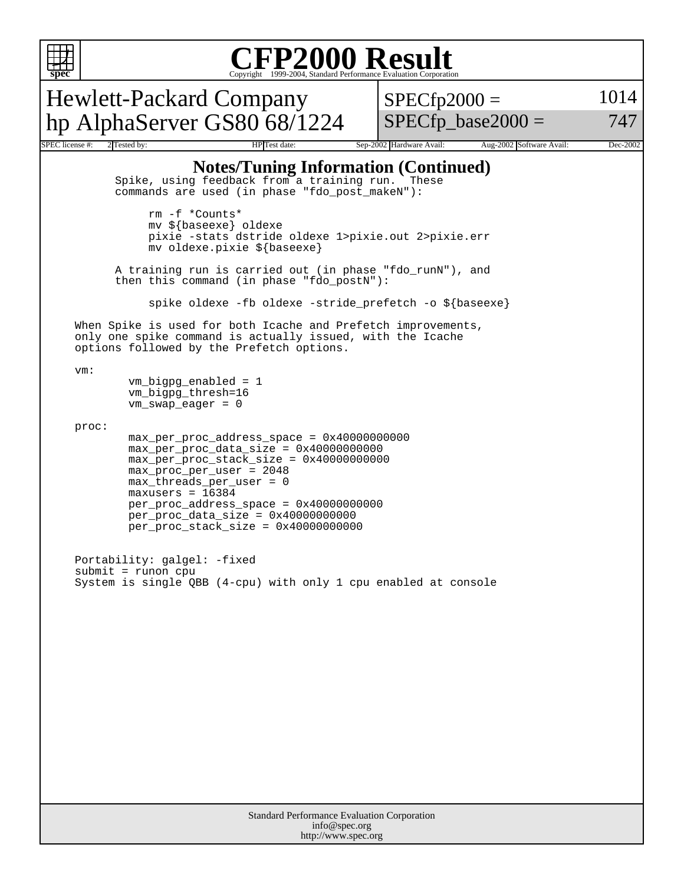# CFP2000 Result

Copyright 1999-2004, Standard Performance Evaluation Corporation

## Hewlett-Packard Company
## hp AlphaServer GS80 68/1224

SPECfp2000 = 1014

SPECfp_base2000 = 747

| SPEC license #: | 2 | Tested by: | HP | Test date: | Sep-2002 | Hardware Avail: | Aug-2002 | Software Avail: | Dec-2002 |
|---|---|---|---|---|---|---|---|---|---|

### Notes/Tuning Information (Continued)

```
        Spike, using feedback from a training run.  These
        commands are used (in phase "fdo_post_makeN"):

             rm -f *Counts*
             mv ${baseexe} oldexe
             pixie -stats dstride oldexe 1>pixie.out 2>pixie.err
             mv oldexe.pixie ${baseexe}

        A training run is carried out (in phase "fdo_runN"), and
        then this command (in phase "fdo_postN"):

             spike oldexe -fb oldexe -stride_prefetch -o ${baseexe}

  When Spike is used for both Icache and Prefetch improvements,
  only one spike command is actually issued, with the Icache
  options followed by the Prefetch options.

  vm:
          vm_bigpg_enabled = 1
          vm_bigpg_thresh=16
          vm_swap_eager = 0

  proc:
          max_per_proc_address_space = 0x40000000000
          max_per_proc_data_size = 0x40000000000
          max_per_proc_stack_size = 0x40000000000
          max_proc_per_user = 2048
          max_threads_per_user = 0
          maxusers = 16384
          per_proc_address_space = 0x40000000000
          per_proc_data_size = 0x40000000000
          per_proc_stack_size = 0x40000000000


  Portability: galgel: -fixed
  submit = runon cpu
  System is single QBB (4-cpu) with only 1 cpu enabled at console
```

Standard Performance Evaluation Corporation
info@spec.org
http://www.spec.org